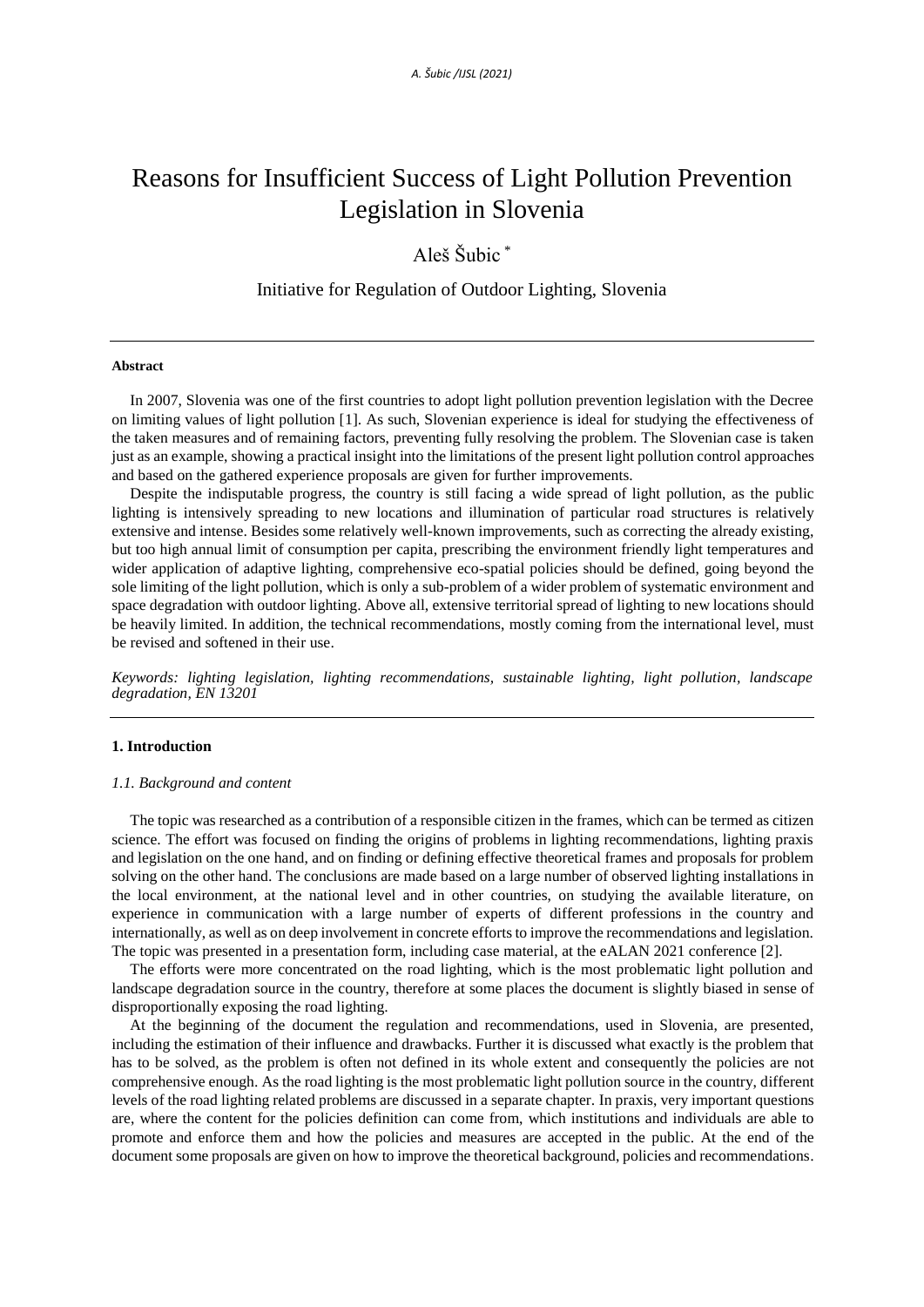# Reasons for Insufficient Success of Light Pollution Prevention Legislation in Slovenia

Aleš Šubic [*]

Initiative for Regulation of Outdoor Lighting, Slovenia

---

**Abstract**

In 2007, Slovenia was one of the first countries to adopt light pollution prevention legislation with the Decree on limiting values of light pollution [1]. As such, Slovenian experience is ideal for studying the effectiveness of the taken measures and of remaining factors, preventing fully resolving the problem. The Slovenian case is taken just as an example, showing a practical insight into the limitations of the present light pollution control approaches and based on the gathered experience proposals are given for further improvements.

Despite the indisputable progress, the country is still facing a wide spread of light pollution, as the public lighting is intensively spreading to new locations and illumination of particular road structures is relatively extensive and intense. Besides some relatively well-known improvements, such as correcting the already existing, but too high annual limit of consumption per capita, prescribing the environment friendly light temperatures and wider application of adaptive lighting, comprehensive eco-spatial policies should be defined, going beyond the sole limiting of the light pollution, which is only a sub-problem of a wider problem of systematic environment and space degradation with outdoor lighting. Above all, extensive territorial spread of lighting to new locations should be heavily limited. In addition, the technical recommendations, mostly coming from the international level, must be revised and softened in their use.

*Keywords: lighting legislation, lighting recommendations, sustainable lighting, light pollution, landscape degradation, EN 13201*

---

## 1. Introduction

### *1.1. Background and content*

The topic was researched as a contribution of a responsible citizen in the frames, which can be termed as citizen science. The effort was focused on finding the origins of problems in lighting recommendations, lighting praxis and legislation on the one hand, and on finding or defining effective theoretical frames and proposals for problem solving on the other hand. The conclusions are made based on a large number of observed lighting installations in the local environment, at the national level and in other countries, on studying the available literature, on experience in communication with a large number of experts of different professions in the country and internationally, as well as on deep involvement in concrete efforts to improve the recommendations and legislation. The topic was presented in a presentation form, including case material, at the eALAN 2021 conference [2].

The efforts were more concentrated on the road lighting, which is the most problematic light pollution and landscape degradation source in the country, therefore at some places the document is slightly biased in sense of disproportionally exposing the road lighting.

At the beginning of the document the regulation and recommendations, used in Slovenia, are presented, including the estimation of their influence and drawbacks. Further it is discussed what exactly is the problem that has to be solved, as the problem is often not defined in its whole extent and consequently the policies are not comprehensive enough. As the road lighting is the most problematic light pollution source in the country, different levels of the road lighting related problems are discussed in a separate chapter. In praxis, very important questions are, where the content for the policies definition can come from, which institutions and individuals are able to promote and enforce them and how the policies and measures are accepted in the public. At the end of the document some proposals are given on how to improve the theoretical background, policies and recommendations.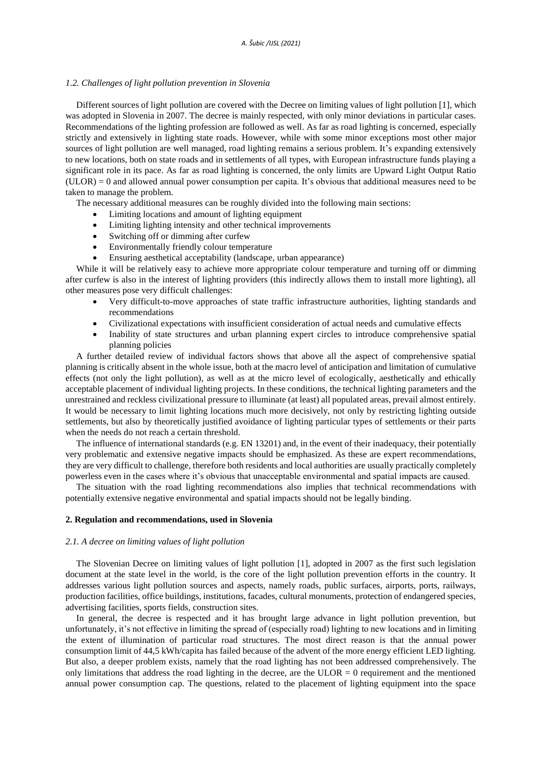### *1.2. Challenges of light pollution prevention in Slovenia*

Different sources of light pollution are covered with the Decree on limiting values of light pollution [1], which was adopted in Slovenia in 2007. The decree is mainly respected, with only minor deviations in particular cases. Recommendations of the lighting profession are followed as well. As far as road lighting is concerned, especially strictly and extensively in lighting state roads. However, while with some minor exceptions most other major sources of light pollution are well managed, road lighting remains a serious problem. It's expanding extensively to new locations, both on state roads and in settlements of all types, with European infrastructure funds playing a significant role in its pace. As far as road lighting is concerned, the only limits are Upward Light Output Ratio (ULOR) = 0 and allowed annual power consumption per capita. It's obvious that additional measures need to be taken to manage the problem.

The necessary additional measures can be roughly divided into the following main sections:

- Limiting locations and amount of lighting equipment
- Limiting lighting intensity and other technical improvements
- Switching off or dimming after curfew
- Environmentally friendly colour temperature
- Ensuring aesthetical acceptability (landscape, urban appearance)

While it will be relatively easy to achieve more appropriate colour temperature and turning off or dimming after curfew is also in the interest of lighting providers (this indirectly allows them to install more lighting), all other measures pose very difficult challenges:

- Very difficult-to-move approaches of state traffic infrastructure authorities, lighting standards and recommendations
- Civilizational expectations with insufficient consideration of actual needs and cumulative effects
- Inability of state structures and urban planning expert circles to introduce comprehensive spatial planning policies

A further detailed review of individual factors shows that above all the aspect of comprehensive spatial planning is critically absent in the whole issue, both at the macro level of anticipation and limitation of cumulative effects (not only the light pollution), as well as at the micro level of ecologically, aesthetically and ethically acceptable placement of individual lighting projects. In these conditions, the technical lighting parameters and the unrestrained and reckless civilizational pressure to illuminate (at least) all populated areas, prevail almost entirely. It would be necessary to limit lighting locations much more decisively, not only by restricting lighting outside settlements, but also by theoretically justified avoidance of lighting particular types of settlements or their parts when the needs do not reach a certain threshold.

The influence of international standards (e.g. EN 13201) and, in the event of their inadequacy, their potentially very problematic and extensive negative impacts should be emphasized. As these are expert recommendations, they are very difficult to challenge, therefore both residents and local authorities are usually practically completely powerless even in the cases where it's obvious that unacceptable environmental and spatial impacts are caused.

The situation with the road lighting recommendations also implies that technical recommendations with potentially extensive negative environmental and spatial impacts should not be legally binding.

## 2. Regulation and recommendations, used in Slovenia

### *2.1. A decree on limiting values of light pollution*

The Slovenian Decree on limiting values of light pollution [1], adopted in 2007 as the first such legislation document at the state level in the world, is the core of the light pollution prevention efforts in the country. It addresses various light pollution sources and aspects, namely roads, public surfaces, airports, ports, railways, production facilities, office buildings, institutions, facades, cultural monuments, protection of endangered species, advertising facilities, sports fields, construction sites.

In general, the decree is respected and it has brought large advance in light pollution prevention, but unfortunately, it's not effective in limiting the spread of (especially road) lighting to new locations and in limiting the extent of illumination of particular road structures. The most direct reason is that the annual power consumption limit of 44,5 kWh/capita has failed because of the advent of the more energy efficient LED lighting. But also, a deeper problem exists, namely that the road lighting has not been addressed comprehensively. The only limitations that address the road lighting in the decree, are the ULOR = 0 requirement and the mentioned annual power consumption cap. The questions, related to the placement of lighting equipment into the space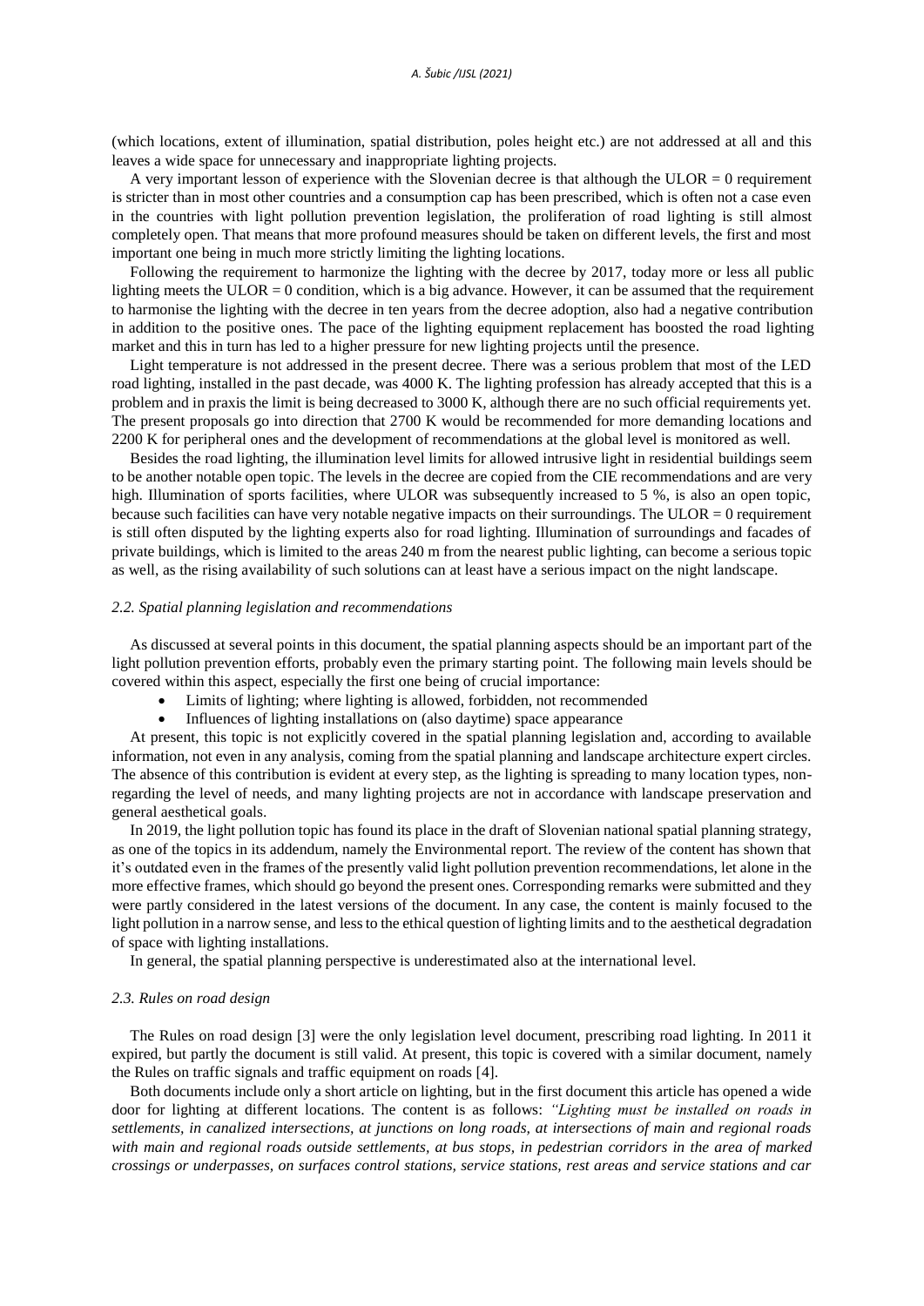(which locations, extent of illumination, spatial distribution, poles height etc.) are not addressed at all and this leaves a wide space for unnecessary and inappropriate lighting projects.

A very important lesson of experience with the Slovenian decree is that although the ULOR = 0 requirement is stricter than in most other countries and a consumption cap has been prescribed, which is often not a case even in the countries with light pollution prevention legislation, the proliferation of road lighting is still almost completely open. That means that more profound measures should be taken on different levels, the first and most important one being in much more strictly limiting the lighting locations.

Following the requirement to harmonize the lighting with the decree by 2017, today more or less all public lighting meets the ULOR = 0 condition, which is a big advance. However, it can be assumed that the requirement to harmonise the lighting with the decree in ten years from the decree adoption, also had a negative contribution in addition to the positive ones. The pace of the lighting equipment replacement has boosted the road lighting market and this in turn has led to a higher pressure for new lighting projects until the presence.

Light temperature is not addressed in the present decree. There was a serious problem that most of the LED road lighting, installed in the past decade, was 4000 K. The lighting profession has already accepted that this is a problem and in praxis the limit is being decreased to 3000 K, although there are no such official requirements yet. The present proposals go into direction that 2700 K would be recommended for more demanding locations and 2200 K for peripheral ones and the development of recommendations at the global level is monitored as well.

Besides the road lighting, the illumination level limits for allowed intrusive light in residential buildings seem to be another notable open topic. The levels in the decree are copied from the CIE recommendations and are very high. Illumination of sports facilities, where ULOR was subsequently increased to 5 %, is also an open topic, because such facilities can have very notable negative impacts on their surroundings. The ULOR = 0 requirement is still often disputed by the lighting experts also for road lighting. Illumination of surroundings and facades of private buildings, which is limited to the areas 240 m from the nearest public lighting, can become a serious topic as well, as the rising availability of such solutions can at least have a serious impact on the night landscape.

### *2.2. Spatial planning legislation and recommendations*

As discussed at several points in this document, the spatial planning aspects should be an important part of the light pollution prevention efforts, probably even the primary starting point. The following main levels should be covered within this aspect, especially the first one being of crucial importance:

- Limits of lighting; where lighting is allowed, forbidden, not recommended
- Influences of lighting installations on (also daytime) space appearance

At present, this topic is not explicitly covered in the spatial planning legislation and, according to available information, not even in any analysis, coming from the spatial planning and landscape architecture expert circles. The absence of this contribution is evident at every step, as the lighting is spreading to many location types, non-regarding the level of needs, and many lighting projects are not in accordance with landscape preservation and general aesthetical goals.

In 2019, the light pollution topic has found its place in the draft of Slovenian national spatial planning strategy, as one of the topics in its addendum, namely the Environmental report. The review of the content has shown that it's outdated even in the frames of the presently valid light pollution prevention recommendations, let alone in the more effective frames, which should go beyond the present ones. Corresponding remarks were submitted and they were partly considered in the latest versions of the document. In any case, the content is mainly focused to the light pollution in a narrow sense, and less to the ethical question of lighting limits and to the aesthetical degradation of space with lighting installations.

In general, the spatial planning perspective is underestimated also at the international level.

### *2.3. Rules on road design*

The Rules on road design [3] were the only legislation level document, prescribing road lighting. In 2011 it expired, but partly the document is still valid. At present, this topic is covered with a similar document, namely the Rules on traffic signals and traffic equipment on roads [4].

Both documents include only a short article on lighting, but in the first document this article has opened a wide door for lighting at different locations. The content is as follows: *"Lighting must be installed on roads in settlements, in canalized intersections, at junctions on long roads, at intersections of main and regional roads with main and regional roads outside settlements, at bus stops, in pedestrian corridors in the area of marked crossings or underpasses, on surfaces control stations, service stations, rest areas and service stations and car*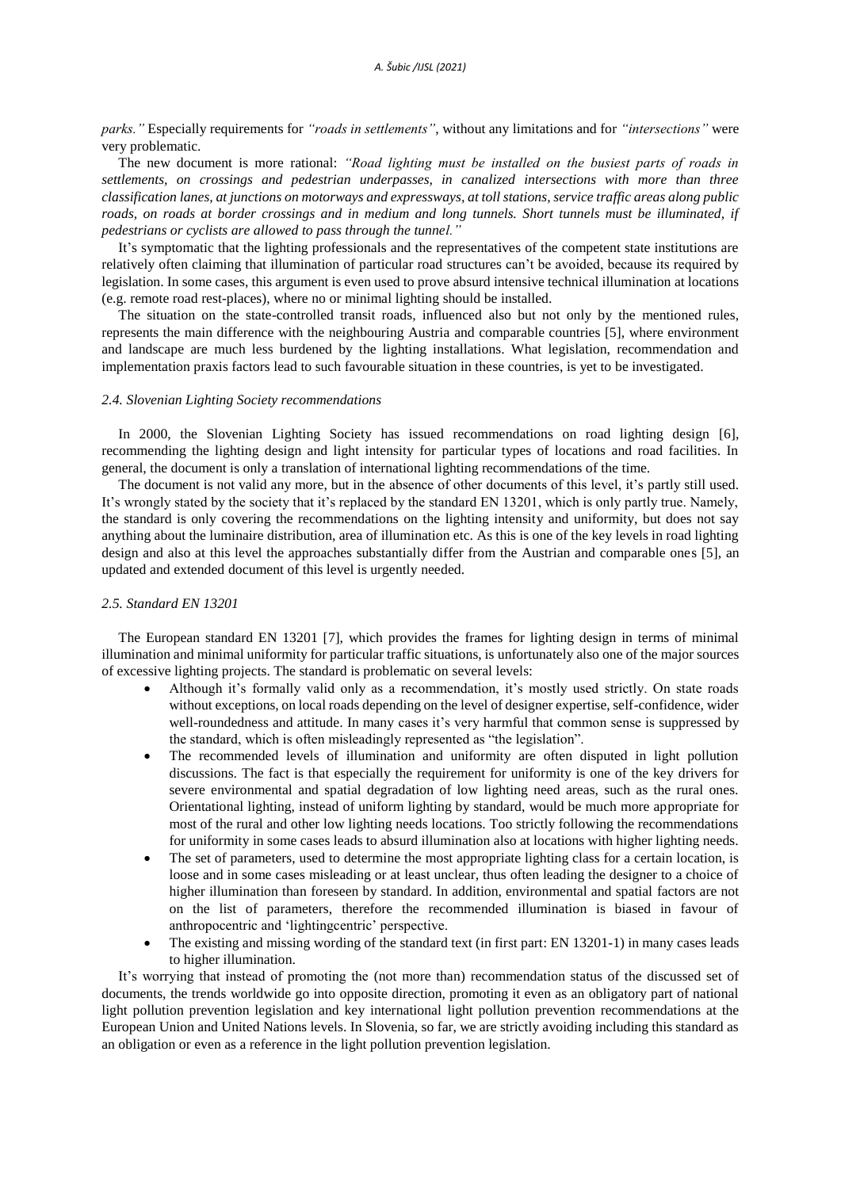*parks."* Especially requirements for *"roads in settlements"*, without any limitations and for *"intersections"* were very problematic.

The new document is more rational: *"Road lighting must be installed on the busiest parts of roads in settlements, on crossings and pedestrian underpasses, in canalized intersections with more than three classification lanes, at junctions on motorways and expressways, at toll stations, service traffic areas along public roads, on roads at border crossings and in medium and long tunnels. Short tunnels must be illuminated, if pedestrians or cyclists are allowed to pass through the tunnel."*

It's symptomatic that the lighting professionals and the representatives of the competent state institutions are relatively often claiming that illumination of particular road structures can't be avoided, because its required by legislation. In some cases, this argument is even used to prove absurd intensive technical illumination at locations (e.g. remote road rest-places), where no or minimal lighting should be installed.

The situation on the state-controlled transit roads, influenced also but not only by the mentioned rules, represents the main difference with the neighbouring Austria and comparable countries [5], where environment and landscape are much less burdened by the lighting installations. What legislation, recommendation and implementation praxis factors lead to such favourable situation in these countries, is yet to be investigated.

### *2.4. Slovenian Lighting Society recommendations*

In 2000, the Slovenian Lighting Society has issued recommendations on road lighting design [6], recommending the lighting design and light intensity for particular types of locations and road facilities. In general, the document is only a translation of international lighting recommendations of the time.

The document is not valid any more, but in the absence of other documents of this level, it's partly still used. It's wrongly stated by the society that it's replaced by the standard EN 13201, which is only partly true. Namely, the standard is only covering the recommendations on the lighting intensity and uniformity, but does not say anything about the luminaire distribution, area of illumination etc. As this is one of the key levels in road lighting design and also at this level the approaches substantially differ from the Austrian and comparable ones [5], an updated and extended document of this level is urgently needed.

### *2.5. Standard EN 13201*

The European standard EN 13201 [7], which provides the frames for lighting design in terms of minimal illumination and minimal uniformity for particular traffic situations, is unfortunately also one of the major sources of excessive lighting projects. The standard is problematic on several levels:

- Although it's formally valid only as a recommendation, it's mostly used strictly. On state roads without exceptions, on local roads depending on the level of designer expertise, self-confidence, wider well-roundedness and attitude. In many cases it's very harmful that common sense is suppressed by the standard, which is often misleadingly represented as "the legislation".
- The recommended levels of illumination and uniformity are often disputed in light pollution discussions. The fact is that especially the requirement for uniformity is one of the key drivers for severe environmental and spatial degradation of low lighting need areas, such as the rural ones. Orientational lighting, instead of uniform lighting by standard, would be much more appropriate for most of the rural and other low lighting needs locations. Too strictly following the recommendations for uniformity in some cases leads to absurd illumination also at locations with higher lighting needs.
- The set of parameters, used to determine the most appropriate lighting class for a certain location, is loose and in some cases misleading or at least unclear, thus often leading the designer to a choice of higher illumination than foreseen by standard. In addition, environmental and spatial factors are not on the list of parameters, therefore the recommended illumination is biased in favour of anthropocentric and 'lightingcentric' perspective.
- The existing and missing wording of the standard text (in first part: EN 13201-1) in many cases leads to higher illumination.

It's worrying that instead of promoting the (not more than) recommendation status of the discussed set of documents, the trends worldwide go into opposite direction, promoting it even as an obligatory part of national light pollution prevention legislation and key international light pollution prevention recommendations at the European Union and United Nations levels. In Slovenia, so far, we are strictly avoiding including this standard as an obligation or even as a reference in the light pollution prevention legislation.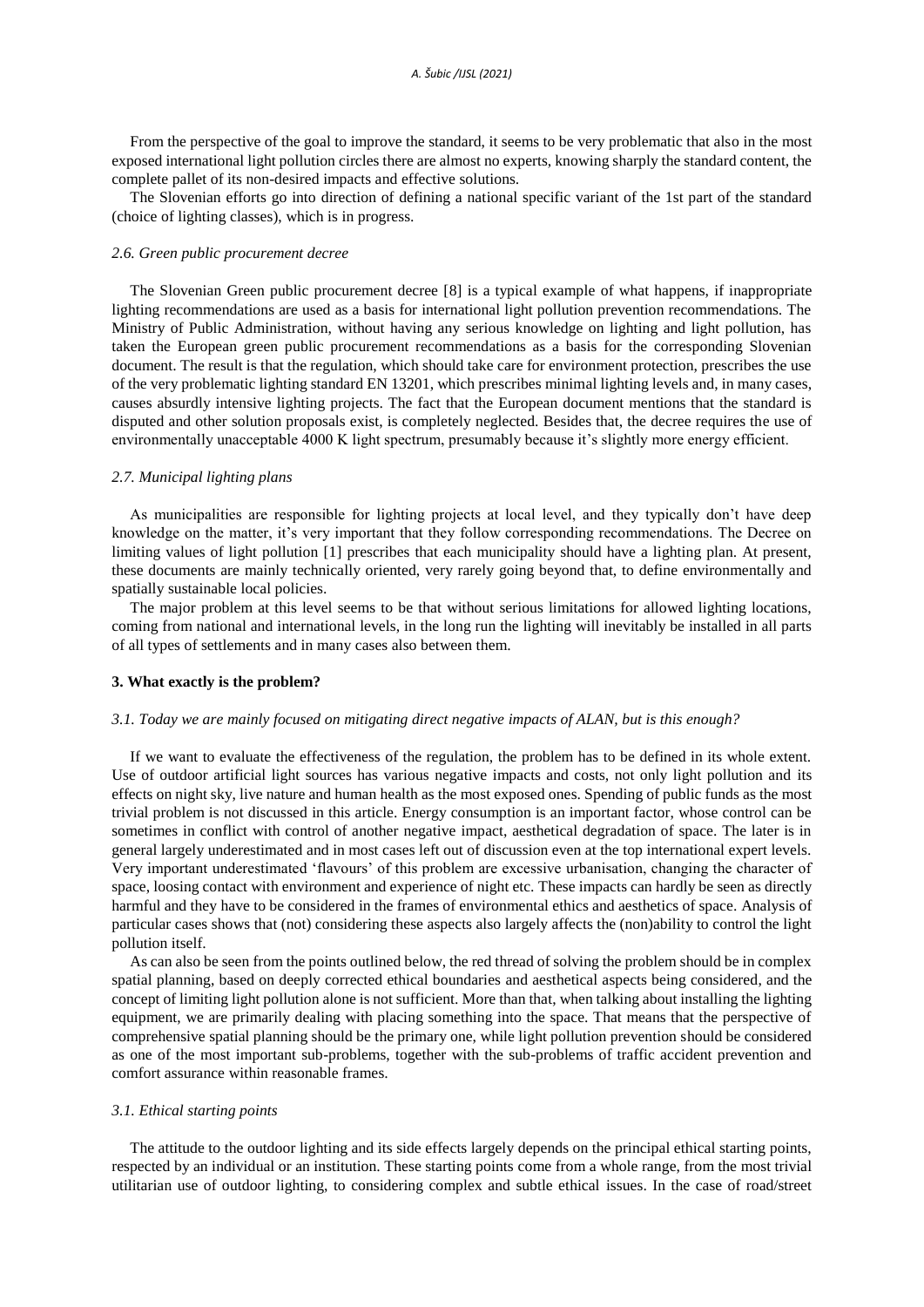From the perspective of the goal to improve the standard, it seems to be very problematic that also in the most exposed international light pollution circles there are almost no experts, knowing sharply the standard content, the complete pallet of its non-desired impacts and effective solutions.

The Slovenian efforts go into direction of defining a national specific variant of the 1st part of the standard (choice of lighting classes), which is in progress.

### *2.6. Green public procurement decree*

The Slovenian Green public procurement decree [8] is a typical example of what happens, if inappropriate lighting recommendations are used as a basis for international light pollution prevention recommendations. The Ministry of Public Administration, without having any serious knowledge on lighting and light pollution, has taken the European green public procurement recommendations as a basis for the corresponding Slovenian document. The result is that the regulation, which should take care for environment protection, prescribes the use of the very problematic lighting standard EN 13201, which prescribes minimal lighting levels and, in many cases, causes absurdly intensive lighting projects. The fact that the European document mentions that the standard is disputed and other solution proposals exist, is completely neglected. Besides that, the decree requires the use of environmentally unacceptable 4000 K light spectrum, presumably because it's slightly more energy efficient.

### *2.7. Municipal lighting plans*

As municipalities are responsible for lighting projects at local level, and they typically don't have deep knowledge on the matter, it's very important that they follow corresponding recommendations. The Decree on limiting values of light pollution [1] prescribes that each municipality should have a lighting plan. At present, these documents are mainly technically oriented, very rarely going beyond that, to define environmentally and spatially sustainable local policies.

The major problem at this level seems to be that without serious limitations for allowed lighting locations, coming from national and international levels, in the long run the lighting will inevitably be installed in all parts of all types of settlements and in many cases also between them.

## 3. What exactly is the problem?

### *3.1. Today we are mainly focused on mitigating direct negative impacts of ALAN, but is this enough?*

If we want to evaluate the effectiveness of the regulation, the problem has to be defined in its whole extent. Use of outdoor artificial light sources has various negative impacts and costs, not only light pollution and its effects on night sky, live nature and human health as the most exposed ones. Spending of public funds as the most trivial problem is not discussed in this article. Energy consumption is an important factor, whose control can be sometimes in conflict with control of another negative impact, aesthetical degradation of space. The later is in general largely underestimated and in most cases left out of discussion even at the top international expert levels. Very important underestimated 'flavours' of this problem are excessive urbanisation, changing the character of space, loosing contact with environment and experience of night etc. These impacts can hardly be seen as directly harmful and they have to be considered in the frames of environmental ethics and aesthetics of space. Analysis of particular cases shows that (not) considering these aspects also largely affects the (non)ability to control the light pollution itself.

As can also be seen from the points outlined below, the red thread of solving the problem should be in complex spatial planning, based on deeply corrected ethical boundaries and aesthetical aspects being considered, and the concept of limiting light pollution alone is not sufficient. More than that, when talking about installing the lighting equipment, we are primarily dealing with placing something into the space. That means that the perspective of comprehensive spatial planning should be the primary one, while light pollution prevention should be considered as one of the most important sub-problems, together with the sub-problems of traffic accident prevention and comfort assurance within reasonable frames.

### *3.1. Ethical starting points*

The attitude to the outdoor lighting and its side effects largely depends on the principal ethical starting points, respected by an individual or an institution. These starting points come from a whole range, from the most trivial utilitarian use of outdoor lighting, to considering complex and subtle ethical issues. In the case of road/street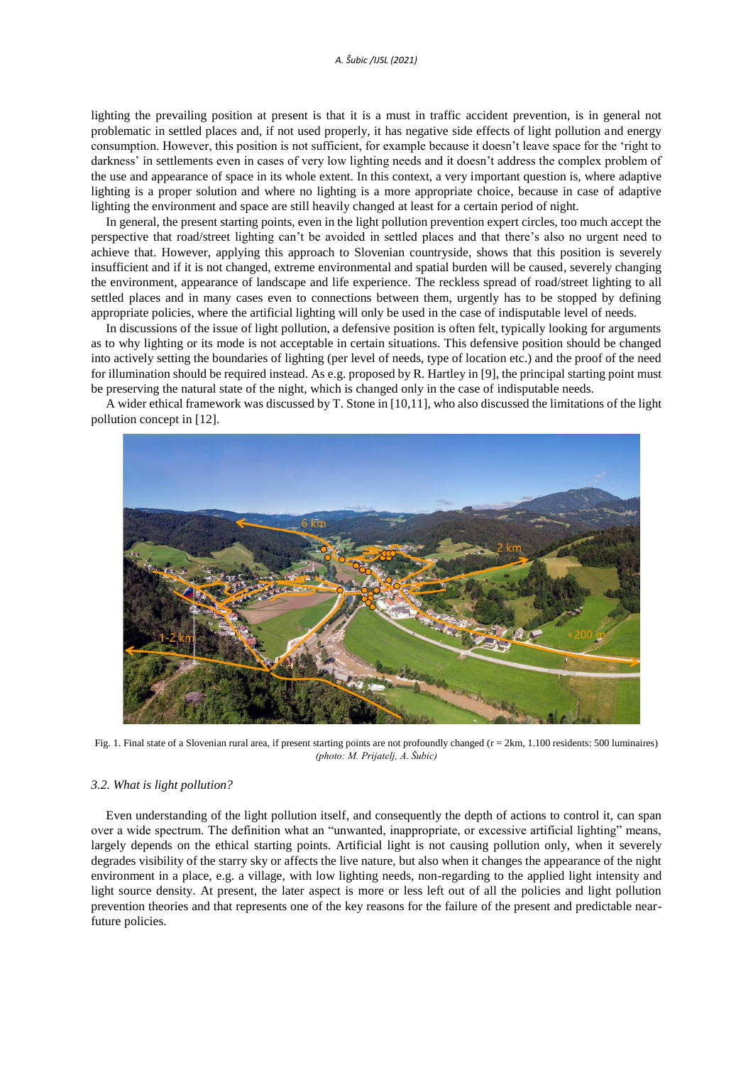lighting the prevailing position at present is that it is a must in traffic accident prevention, is in general not problematic in settled places and, if not used properly, it has negative side effects of light pollution and energy consumption. However, this position is not sufficient, for example because it doesn't leave space for the 'right to darkness' in settlements even in cases of very low lighting needs and it doesn't address the complex problem of the use and appearance of space in its whole extent. In this context, a very important question is, where adaptive lighting is a proper solution and where no lighting is a more appropriate choice, because in case of adaptive lighting the environment and space are still heavily changed at least for a certain period of night.

In general, the present starting points, even in the light pollution prevention expert circles, too much accept the perspective that road/street lighting can't be avoided in settled places and that there's also no urgent need to achieve that. However, applying this approach to Slovenian countryside, shows that this position is severely insufficient and if it is not changed, extreme environmental and spatial burden will be caused, severely changing the environment, appearance of landscape and life experience. The reckless spread of road/street lighting to all settled places and in many cases even to connections between them, urgently has to be stopped by defining appropriate policies, where the artificial lighting will only be used in the case of indisputable level of needs.

In discussions of the issue of light pollution, a defensive position is often felt, typically looking for arguments as to why lighting or its mode is not acceptable in certain situations. This defensive position should be changed into actively setting the boundaries of lighting (per level of needs, type of location etc.) and the proof of the need for illumination should be required instead. As e.g. proposed by R. Hartley in [9], the principal starting point must be preserving the natural state of the night, which is changed only in the case of indisputable needs.

A wider ethical framework was discussed by T. Stone in [10,11], who also discussed the limitations of the light pollution concept in [12].

Fig. 1. Final state of a Slovenian rural area, if present starting points are not profoundly changed (r = 2km, 1.100 residents: 500 luminaires) *(photo: M. Prijatelj, A. Šubic)*

### *3.2. What is light pollution?*

Even understanding of the light pollution itself, and consequently the depth of actions to control it, can span over a wide spectrum. The definition what an "unwanted, inappropriate, or excessive artificial lighting" means, largely depends on the ethical starting points. Artificial light is not causing pollution only, when it severely degrades visibility of the starry sky or affects the live nature, but also when it changes the appearance of the night environment in a place, e.g. a village, with low lighting needs, non-regarding to the applied light intensity and light source density. At present, the later aspect is more or less left out of all the policies and light pollution prevention theories and that represents one of the key reasons for the failure of the present and predictable near-future policies.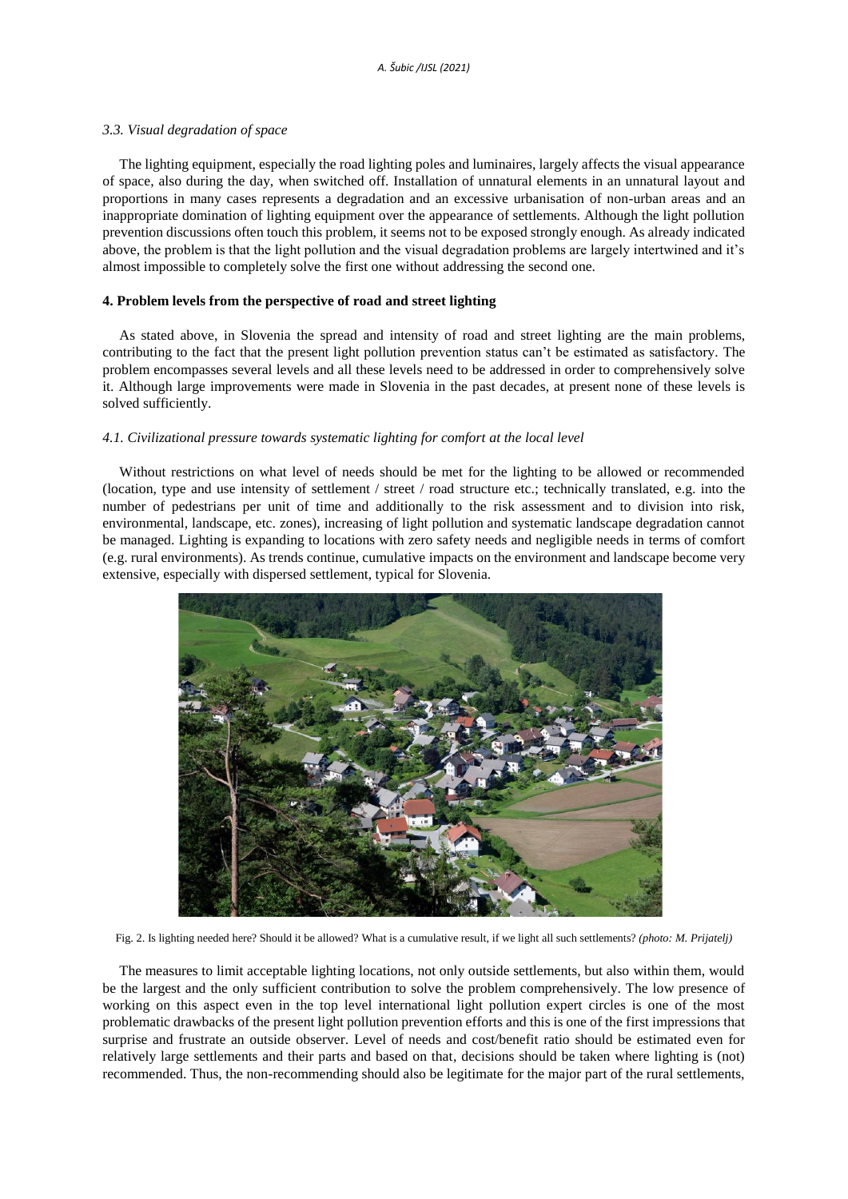### 3.3. Visual degradation of space

The lighting equipment, especially the road lighting poles and luminaires, largely affects the visual appearance of space, also during the day, when switched off. Installation of unnatural elements in an unnatural layout and proportions in many cases represents a degradation and an excessive urbanisation of non-urban areas and an inappropriate domination of lighting equipment over the appearance of settlements. Although the light pollution prevention discussions often touch this problem, it seems not to be exposed strongly enough. As already indicated above, the problem is that the light pollution and the visual degradation problems are largely intertwined and it's almost impossible to completely solve the first one without addressing the second one.

## 4. Problem levels from the perspective of road and street lighting

As stated above, in Slovenia the spread and intensity of road and street lighting are the main problems, contributing to the fact that the present light pollution prevention status can't be estimated as satisfactory. The problem encompasses several levels and all these levels need to be addressed in order to comprehensively solve it. Although large improvements were made in Slovenia in the past decades, at present none of these levels is solved sufficiently.

### 4.1. Civilizational pressure towards systematic lighting for comfort at the local level

Without restrictions on what level of needs should be met for the lighting to be allowed or recommended (location, type and use intensity of settlement / street / road structure etc.; technically translated, e.g. into the number of pedestrians per unit of time and additionally to the risk assessment and to division into risk, environmental, landscape, etc. zones), increasing of light pollution and systematic landscape degradation cannot be managed. Lighting is expanding to locations with zero safety needs and negligible needs in terms of comfort (e.g. rural environments). As trends continue, cumulative impacts on the environment and landscape become very extensive, especially with dispersed settlement, typical for Slovenia.

Fig. 2. Is lighting needed here? Should it be allowed? What is a cumulative result, if we light all such settlements? *(photo: M. Prijatelj)*

The measures to limit acceptable lighting locations, not only outside settlements, but also within them, would be the largest and the only sufficient contribution to solve the problem comprehensively. The low presence of working on this aspect even in the top level international light pollution expert circles is one of the most problematic drawbacks of the present light pollution prevention efforts and this is one of the first impressions that surprise and frustrate an outside observer. Level of needs and cost/benefit ratio should be estimated even for relatively large settlements and their parts and based on that, decisions should be taken where lighting is (not) recommended. Thus, the non-recommending should also be legitimate for the major part of the rural settlements,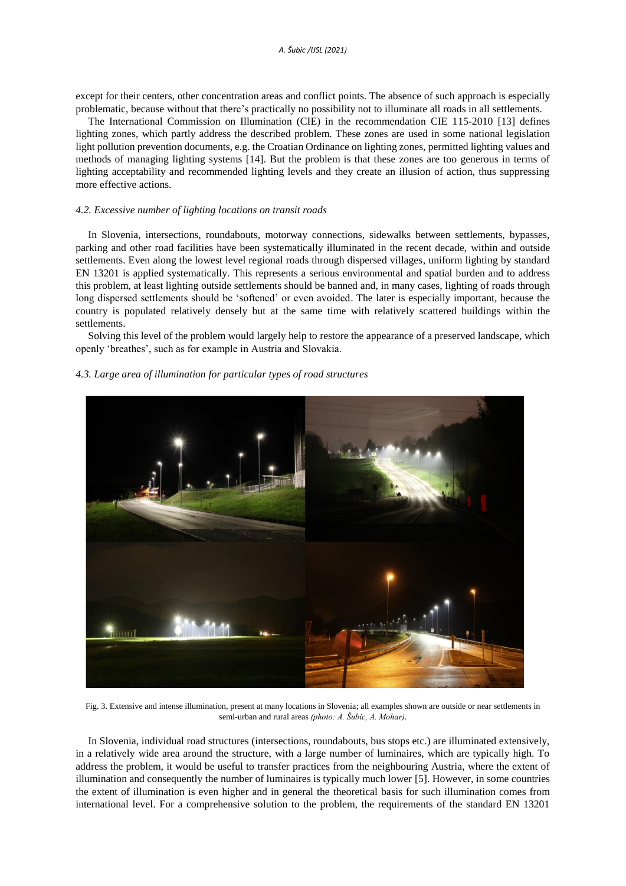except for their centers, other concentration areas and conflict points. The absence of such approach is especially problematic, because without that there's practically no possibility not to illuminate all roads in all settlements.

The International Commission on Illumination (CIE) in the recommendation CIE 115-2010 [13] defines lighting zones, which partly address the described problem. These zones are used in some national legislation light pollution prevention documents, e.g. the Croatian Ordinance on lighting zones, permitted lighting values and methods of managing lighting systems [14]. But the problem is that these zones are too generous in terms of lighting acceptability and recommended lighting levels and they create an illusion of action, thus suppressing more effective actions.

### *4.2. Excessive number of lighting locations on transit roads*

In Slovenia, intersections, roundabouts, motorway connections, sidewalks between settlements, bypasses, parking and other road facilities have been systematically illuminated in the recent decade, within and outside settlements. Even along the lowest level regional roads through dispersed villages, uniform lighting by standard EN 13201 is applied systematically. This represents a serious environmental and spatial burden and to address this problem, at least lighting outside settlements should be banned and, in many cases, lighting of roads through long dispersed settlements should be 'softened' or even avoided. The later is especially important, because the country is populated relatively densely but at the same time with relatively scattered buildings within the settlements.

Solving this level of the problem would largely help to restore the appearance of a preserved landscape, which openly 'breathes', such as for example in Austria and Slovakia.

### *4.3. Large area of illumination for particular types of road structures*

Fig. 3. Extensive and intense illumination, present at many locations in Slovenia; all examples shown are outside or near settlements in semi-urban and rural areas *(photo: A. Šubic, A. Mohar)*.

In Slovenia, individual road structures (intersections, roundabouts, bus stops etc.) are illuminated extensively, in a relatively wide area around the structure, with a large number of luminaires, which are typically high. To address the problem, it would be useful to transfer practices from the neighbouring Austria, where the extent of illumination and consequently the number of luminaires is typically much lower [5]. However, in some countries the extent of illumination is even higher and in general the theoretical basis for such illumination comes from international level. For a comprehensive solution to the problem, the requirements of the standard EN 13201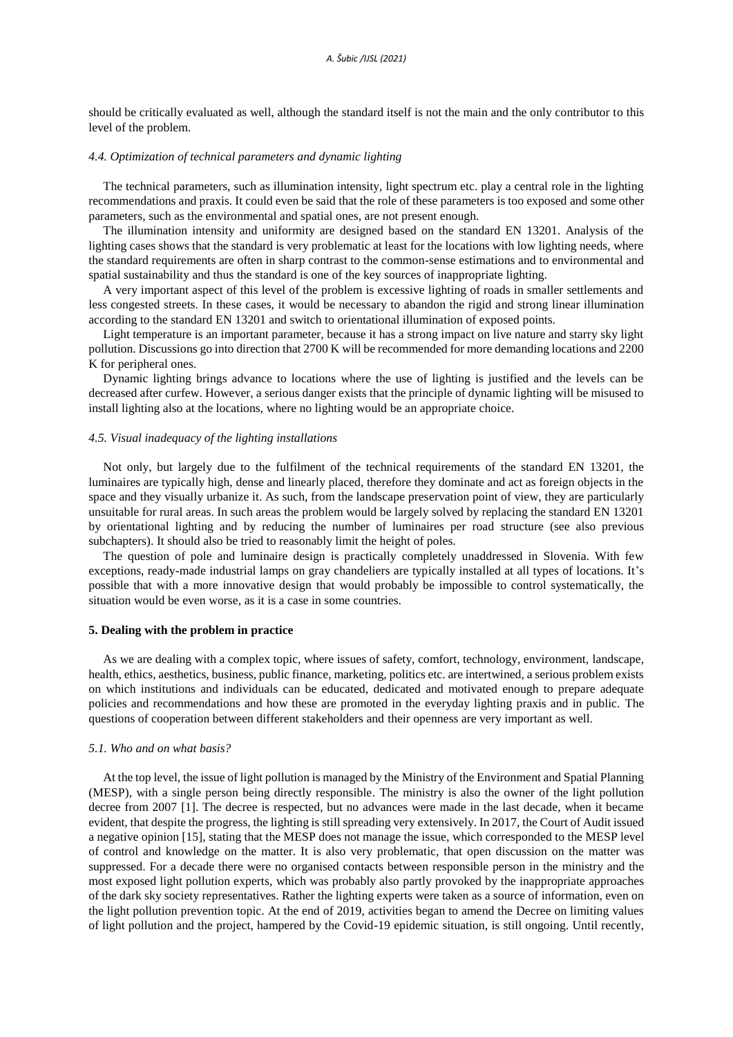should be critically evaluated as well, although the standard itself is not the main and the only contributor to this level of the problem.

### *4.4. Optimization of technical parameters and dynamic lighting*

The technical parameters, such as illumination intensity, light spectrum etc. play a central role in the lighting recommendations and praxis. It could even be said that the role of these parameters is too exposed and some other parameters, such as the environmental and spatial ones, are not present enough.

The illumination intensity and uniformity are designed based on the standard EN 13201. Analysis of the lighting cases shows that the standard is very problematic at least for the locations with low lighting needs, where the standard requirements are often in sharp contrast to the common-sense estimations and to environmental and spatial sustainability and thus the standard is one of the key sources of inappropriate lighting.

A very important aspect of this level of the problem is excessive lighting of roads in smaller settlements and less congested streets. In these cases, it would be necessary to abandon the rigid and strong linear illumination according to the standard EN 13201 and switch to orientational illumination of exposed points.

Light temperature is an important parameter, because it has a strong impact on live nature and starry sky light pollution. Discussions go into direction that 2700 K will be recommended for more demanding locations and 2200 K for peripheral ones.

Dynamic lighting brings advance to locations where the use of lighting is justified and the levels can be decreased after curfew. However, a serious danger exists that the principle of dynamic lighting will be misused to install lighting also at the locations, where no lighting would be an appropriate choice.

### *4.5. Visual inadequacy of the lighting installations*

Not only, but largely due to the fulfilment of the technical requirements of the standard EN 13201, the luminaires are typically high, dense and linearly placed, therefore they dominate and act as foreign objects in the space and they visually urbanize it. As such, from the landscape preservation point of view, they are particularly unsuitable for rural areas. In such areas the problem would be largely solved by replacing the standard EN 13201 by orientational lighting and by reducing the number of luminaires per road structure (see also previous subchapters). It should also be tried to reasonably limit the height of poles.

The question of pole and luminaire design is practically completely unaddressed in Slovenia. With few exceptions, ready-made industrial lamps on gray chandeliers are typically installed at all types of locations. It's possible that with a more innovative design that would probably be impossible to control systematically, the situation would be even worse, as it is a case in some countries.

## 5. Dealing with the problem in practice

As we are dealing with a complex topic, where issues of safety, comfort, technology, environment, landscape, health, ethics, aesthetics, business, public finance, marketing, politics etc. are intertwined, a serious problem exists on which institutions and individuals can be educated, dedicated and motivated enough to prepare adequate policies and recommendations and how these are promoted in the everyday lighting praxis and in public. The questions of cooperation between different stakeholders and their openness are very important as well.

### *5.1. Who and on what basis?*

At the top level, the issue of light pollution is managed by the Ministry of the Environment and Spatial Planning (MESP), with a single person being directly responsible. The ministry is also the owner of the light pollution decree from 2007 [1]. The decree is respected, but no advances were made in the last decade, when it became evident, that despite the progress, the lighting is still spreading very extensively. In 2017, the Court of Audit issued a negative opinion [15], stating that the MESP does not manage the issue, which corresponded to the MESP level of control and knowledge on the matter. It is also very problematic, that open discussion on the matter was suppressed. For a decade there were no organised contacts between responsible person in the ministry and the most exposed light pollution experts, which was probably also partly provoked by the inappropriate approaches of the dark sky society representatives. Rather the lighting experts were taken as a source of information, even on the light pollution prevention topic. At the end of 2019, activities began to amend the Decree on limiting values of light pollution and the project, hampered by the Covid-19 epidemic situation, is still ongoing. Until recently,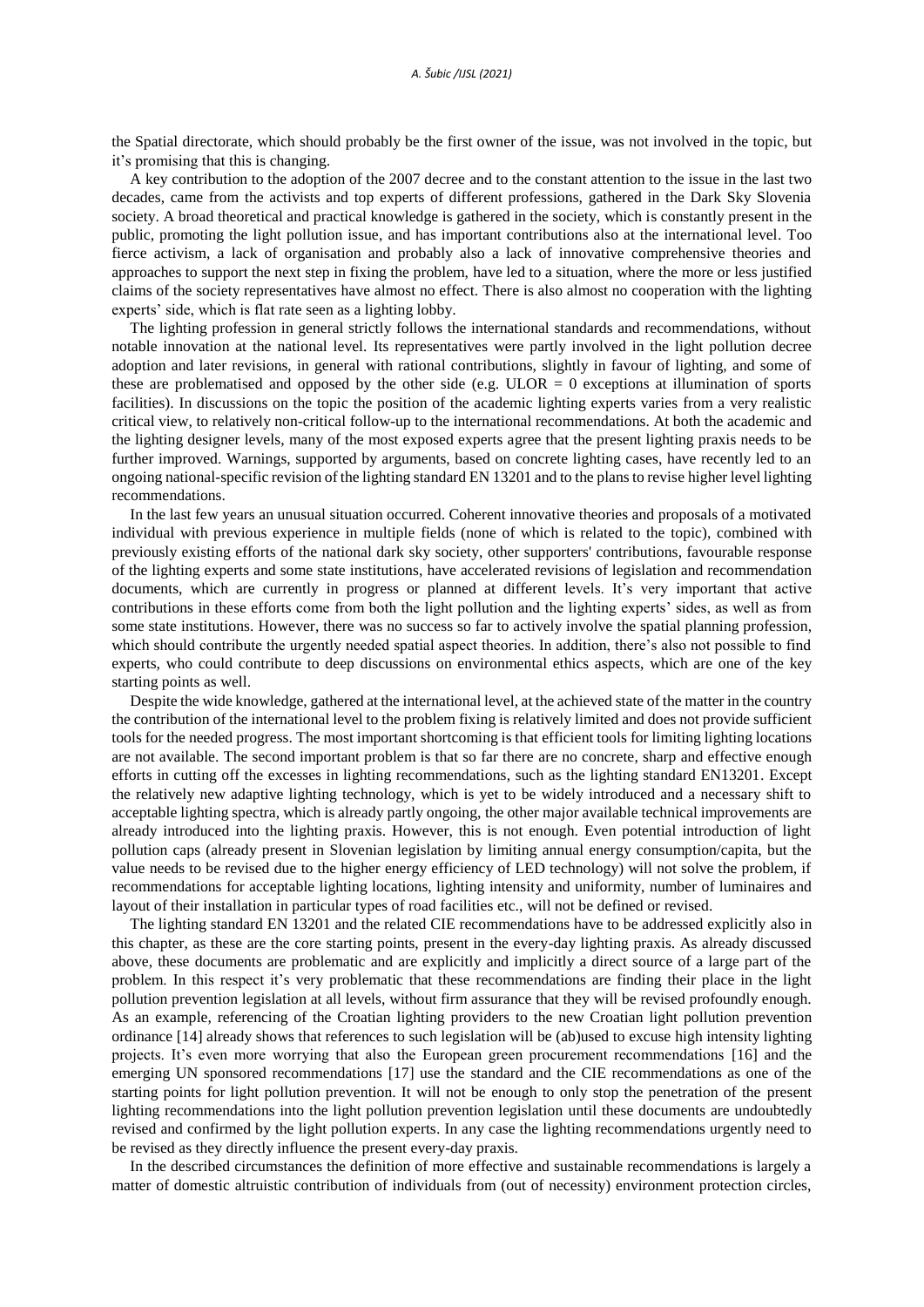the Spatial directorate, which should probably be the first owner of the issue, was not involved in the topic, but it's promising that this is changing.

A key contribution to the adoption of the 2007 decree and to the constant attention to the issue in the last two decades, came from the activists and top experts of different professions, gathered in the Dark Sky Slovenia society. A broad theoretical and practical knowledge is gathered in the society, which is constantly present in the public, promoting the light pollution issue, and has important contributions also at the international level. Too fierce activism, a lack of organisation and probably also a lack of innovative comprehensive theories and approaches to support the next step in fixing the problem, have led to a situation, where the more or less justified claims of the society representatives have almost no effect. There is also almost no cooperation with the lighting experts' side, which is flat rate seen as a lighting lobby.

The lighting profession in general strictly follows the international standards and recommendations, without notable innovation at the national level. Its representatives were partly involved in the light pollution decree adoption and later revisions, in general with rational contributions, slightly in favour of lighting, and some of these are problematised and opposed by the other side (e.g. ULOR = 0 exceptions at illumination of sports facilities). In discussions on the topic the position of the academic lighting experts varies from a very realistic critical view, to relatively non-critical follow-up to the international recommendations. At both the academic and the lighting designer levels, many of the most exposed experts agree that the present lighting praxis needs to be further improved. Warnings, supported by arguments, based on concrete lighting cases, have recently led to an ongoing national-specific revision of the lighting standard EN 13201 and to the plans to revise higher level lighting recommendations.

In the last few years an unusual situation occurred. Coherent innovative theories and proposals of a motivated individual with previous experience in multiple fields (none of which is related to the topic), combined with previously existing efforts of the national dark sky society, other supporters' contributions, favourable response of the lighting experts and some state institutions, have accelerated revisions of legislation and recommendation documents, which are currently in progress or planned at different levels. It's very important that active contributions in these efforts come from both the light pollution and the lighting experts' sides, as well as from some state institutions. However, there was no success so far to actively involve the spatial planning profession, which should contribute the urgently needed spatial aspect theories. In addition, there's also not possible to find experts, who could contribute to deep discussions on environmental ethics aspects, which are one of the key starting points as well.

Despite the wide knowledge, gathered at the international level, at the achieved state of the matter in the country the contribution of the international level to the problem fixing is relatively limited and does not provide sufficient tools for the needed progress. The most important shortcoming is that efficient tools for limiting lighting locations are not available. The second important problem is that so far there are no concrete, sharp and effective enough efforts in cutting off the excesses in lighting recommendations, such as the lighting standard EN13201. Except the relatively new adaptive lighting technology, which is yet to be widely introduced and a necessary shift to acceptable lighting spectra, which is already partly ongoing, the other major available technical improvements are already introduced into the lighting praxis. However, this is not enough. Even potential introduction of light pollution caps (already present in Slovenian legislation by limiting annual energy consumption/capita, but the value needs to be revised due to the higher energy efficiency of LED technology) will not solve the problem, if recommendations for acceptable lighting locations, lighting intensity and uniformity, number of luminaires and layout of their installation in particular types of road facilities etc., will not be defined or revised.

The lighting standard EN 13201 and the related CIE recommendations have to be addressed explicitly also in this chapter, as these are the core starting points, present in the every-day lighting praxis. As already discussed above, these documents are problematic and are explicitly and implicitly a direct source of a large part of the problem. In this respect it's very problematic that these recommendations are finding their place in the light pollution prevention legislation at all levels, without firm assurance that they will be revised profoundly enough. As an example, referencing of the Croatian lighting providers to the new Croatian light pollution prevention ordinance [14] already shows that references to such legislation will be (ab)used to excuse high intensity lighting projects. It's even more worrying that also the European green procurement recommendations [16] and the emerging UN sponsored recommendations [17] use the standard and the CIE recommendations as one of the starting points for light pollution prevention. It will not be enough to only stop the penetration of the present lighting recommendations into the light pollution prevention legislation until these documents are undoubtedly revised and confirmed by the light pollution experts. In any case the lighting recommendations urgently need to be revised as they directly influence the present every-day praxis.

In the described circumstances the definition of more effective and sustainable recommendations is largely a matter of domestic altruistic contribution of individuals from (out of necessity) environment protection circles,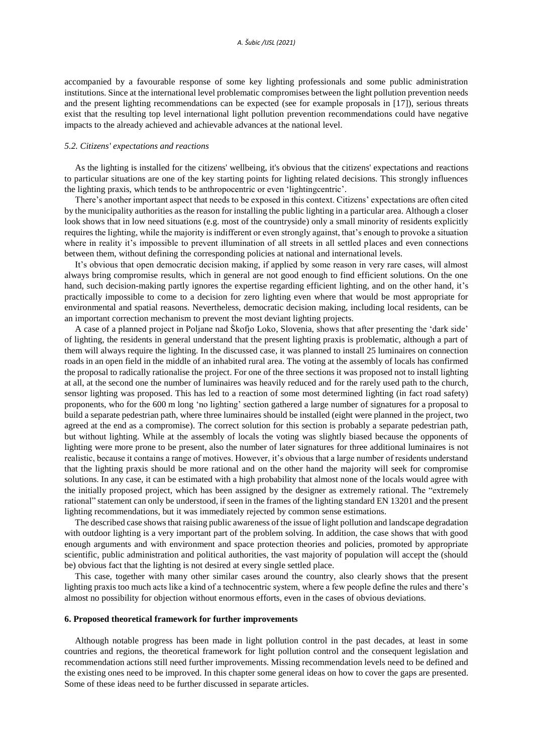accompanied by a favourable response of some key lighting professionals and some public administration institutions. Since at the international level problematic compromises between the light pollution prevention needs and the present lighting recommendations can be expected (see for example proposals in [17]), serious threats exist that the resulting top level international light pollution prevention recommendations could have negative impacts to the already achieved and achievable advances at the national level.

### *5.2. Citizens' expectations and reactions*

As the lighting is installed for the citizens' wellbeing, it's obvious that the citizens' expectations and reactions to particular situations are one of the key starting points for lighting related decisions. This strongly influences the lighting praxis, which tends to be anthropocentric or even 'lightingcentric'.

There's another important aspect that needs to be exposed in this context. Citizens' expectations are often cited by the municipality authorities as the reason for installing the public lighting in a particular area. Although a closer look shows that in low need situations (e.g. most of the countryside) only a small minority of residents explicitly requires the lighting, while the majority is indifferent or even strongly against, that's enough to provoke a situation where in reality it's impossible to prevent illumination of all streets in all settled places and even connections between them, without defining the corresponding policies at national and international levels.

It's obvious that open democratic decision making, if applied by some reason in very rare cases, will almost always bring compromise results, which in general are not good enough to find efficient solutions. On the one hand, such decision-making partly ignores the expertise regarding efficient lighting, and on the other hand, it's practically impossible to come to a decision for zero lighting even where that would be most appropriate for environmental and spatial reasons. Nevertheless, democratic decision making, including local residents, can be an important correction mechanism to prevent the most deviant lighting projects.

A case of a planned project in Poljane nad Škofjo Loko, Slovenia, shows that after presenting the 'dark side' of lighting, the residents in general understand that the present lighting praxis is problematic, although a part of them will always require the lighting. In the discussed case, it was planned to install 25 luminaires on connection roads in an open field in the middle of an inhabited rural area. The voting at the assembly of locals has confirmed the proposal to radically rationalise the project. For one of the three sections it was proposed not to install lighting at all, at the second one the number of luminaires was heavily reduced and for the rarely used path to the church, sensor lighting was proposed. This has led to a reaction of some most determined lighting (in fact road safety) proponents, who for the 600 m long 'no lighting' section gathered a large number of signatures for a proposal to build a separate pedestrian path, where three luminaires should be installed (eight were planned in the project, two agreed at the end as a compromise). The correct solution for this section is probably a separate pedestrian path, but without lighting. While at the assembly of locals the voting was slightly biased because the opponents of lighting were more prone to be present, also the number of later signatures for three additional luminaires is not realistic, because it contains a range of motives. However, it's obvious that a large number of residents understand that the lighting praxis should be more rational and on the other hand the majority will seek for compromise solutions. In any case, it can be estimated with a high probability that almost none of the locals would agree with the initially proposed project, which has been assigned by the designer as extremely rational. The "extremely rational" statement can only be understood, if seen in the frames of the lighting standard EN 13201 and the present lighting recommendations, but it was immediately rejected by common sense estimations.

The described case shows that raising public awareness of the issue of light pollution and landscape degradation with outdoor lighting is a very important part of the problem solving. In addition, the case shows that with good enough arguments and with environment and space protection theories and policies, promoted by appropriate scientific, public administration and political authorities, the vast majority of population will accept the (should be) obvious fact that the lighting is not desired at every single settled place.

This case, together with many other similar cases around the country, also clearly shows that the present lighting praxis too much acts like a kind of a technocentric system, where a few people define the rules and there's almost no possibility for objection without enormous efforts, even in the cases of obvious deviations.

## 6. Proposed theoretical framework for further improvements

Although notable progress has been made in light pollution control in the past decades, at least in some countries and regions, the theoretical framework for light pollution control and the consequent legislation and recommendation actions still need further improvements. Missing recommendation levels need to be defined and the existing ones need to be improved. In this chapter some general ideas on how to cover the gaps are presented. Some of these ideas need to be further discussed in separate articles.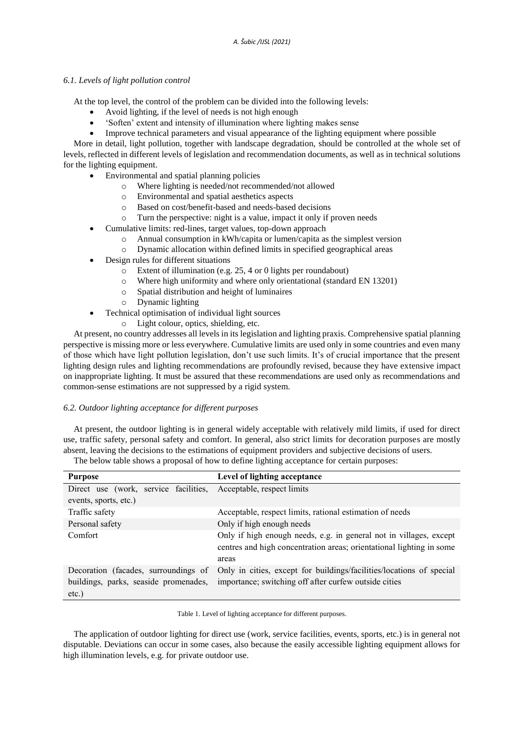### *6.1. Levels of light pollution control*

At the top level, the control of the problem can be divided into the following levels:

- Avoid lighting, if the level of needs is not high enough
- 'Soften' extent and intensity of illumination where lighting makes sense
- Improve technical parameters and visual appearance of the lighting equipment where possible

More in detail, light pollution, together with landscape degradation, should be controlled at the whole set of levels, reflected in different levels of legislation and recommendation documents, as well as in technical solutions for the lighting equipment.

- Environmental and spatial planning policies
    - Where lighting is needed/not recommended/not allowed
    - Environmental and spatial aesthetics aspects
    - Based on cost/benefit-based and needs-based decisions
    - Turn the perspective: night is a value, impact it only if proven needs
- Cumulative limits: red-lines, target values, top-down approach
    - Annual consumption in kWh/capita or lumen/capita as the simplest version
    - Dynamic allocation within defined limits in specified geographical areas
- Design rules for different situations
    - Extent of illumination (e.g. 25, 4 or 0 lights per roundabout)
    - Where high uniformity and where only orientational (standard EN 13201)
    - Spatial distribution and height of luminaires
    - Dynamic lighting
- Technical optimisation of individual light sources
    - Light colour, optics, shielding, etc.

At present, no country addresses all levels in its legislation and lighting praxis. Comprehensive spatial planning perspective is missing more or less everywhere. Cumulative limits are used only in some countries and even many of those which have light pollution legislation, don't use such limits. It's of crucial importance that the present lighting design rules and lighting recommendations are profoundly revised, because they have extensive impact on inappropriate lighting. It must be assured that these recommendations are used only as recommendations and common-sense estimations are not suppressed by a rigid system.

### *6.2. Outdoor lighting acceptance for different purposes*

At present, the outdoor lighting is in general widely acceptable with relatively mild limits, if used for direct use, traffic safety, personal safety and comfort. In general, also strict limits for decoration purposes are mostly absent, leaving the decisions to the estimations of equipment providers and subjective decisions of users.

The below table shows a proposal of how to define lighting acceptance for certain purposes:

| Purpose | Level of lighting acceptance |
|---|---|
| Direct use (work, service facilities, events, sports, etc.) | Acceptable, respect limits |
| Traffic safety | Acceptable, respect limits, rational estimation of needs |
| Personal safety | Only if high enough needs |
| Comfort | Only if high enough needs, e.g. in general not in villages, except centres and high concentration areas; orientational lighting in some areas |
| Decoration (facades, surroundings of buildings, parks, seaside promenades, etc.) | Only in cities, except for buildings/facilities/locations of special importance; switching off after curfew outside cities |

Table 1. Level of lighting acceptance for different purposes.

The application of outdoor lighting for direct use (work, service facilities, events, sports, etc.) is in general not disputable. Deviations can occur in some cases, also because the easily accessible lighting equipment allows for high illumination levels, e.g. for private outdoor use.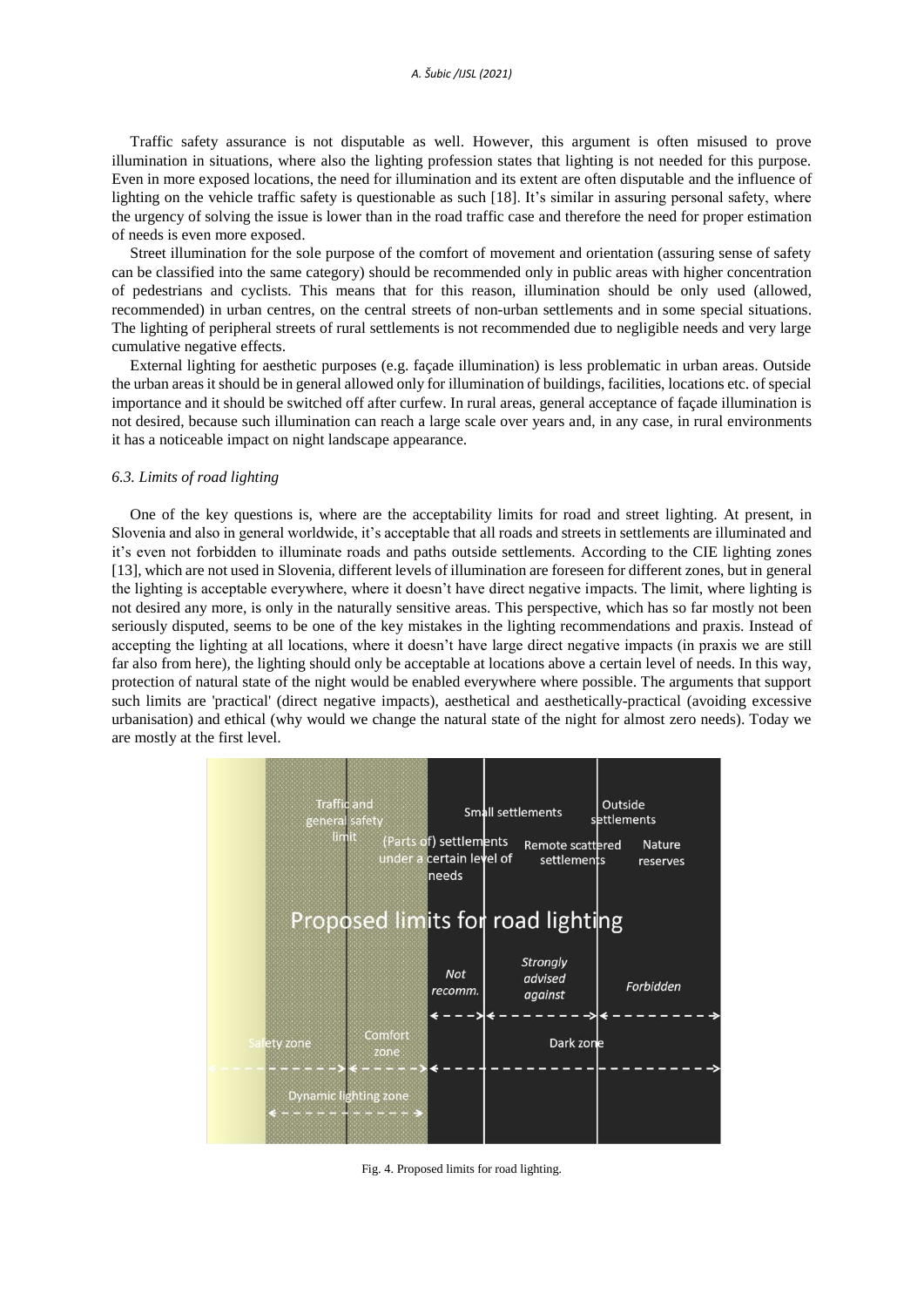Traffic safety assurance is not disputable as well. However, this argument is often misused to prove illumination in situations, where also the lighting profession states that lighting is not needed for this purpose. Even in more exposed locations, the need for illumination and its extent are often disputable and the influence of lighting on the vehicle traffic safety is questionable as such [18]. It's similar in assuring personal safety, where the urgency of solving the issue is lower than in the road traffic case and therefore the need for proper estimation of needs is even more exposed.

Street illumination for the sole purpose of the comfort of movement and orientation (assuring sense of safety can be classified into the same category) should be recommended only in public areas with higher concentration of pedestrians and cyclists. This means that for this reason, illumination should be only used (allowed, recommended) in urban centres, on the central streets of non-urban settlements and in some special situations. The lighting of peripheral streets of rural settlements is not recommended due to negligible needs and very large cumulative negative effects.

External lighting for aesthetic purposes (e.g. façade illumination) is less problematic in urban areas. Outside the urban areas it should be in general allowed only for illumination of buildings, facilities, locations etc. of special importance and it should be switched off after curfew. In rural areas, general acceptance of façade illumination is not desired, because such illumination can reach a large scale over years and, in any case, in rural environments it has a noticeable impact on night landscape appearance.

### *6.3. Limits of road lighting*

One of the key questions is, where are the acceptability limits for road and street lighting. At present, in Slovenia and also in general worldwide, it's acceptable that all roads and streets in settlements are illuminated and it's even not forbidden to illuminate roads and paths outside settlements. According to the CIE lighting zones [13], which are not used in Slovenia, different levels of illumination are foreseen for different zones, but in general the lighting is acceptable everywhere, where it doesn't have direct negative impacts. The limit, where lighting is not desired any more, is only in the naturally sensitive areas. This perspective, which has so far mostly not been seriously disputed, seems to be one of the key mistakes in the lighting recommendations and praxis. Instead of accepting the lighting at all locations, where it doesn't have large direct negative impacts (in praxis we are still far also from here), the lighting should only be acceptable at locations above a certain level of needs. In this way, protection of natural state of the night would be enabled everywhere where possible. The arguments that support such limits are 'practical' (direct negative impacts), aesthetical and aesthetically-practical (avoiding excessive urbanisation) and ethical (why would we change the natural state of the night for almost zero needs). Today we are mostly at the first level.

Traffic and general safety limit | (Parts of) settlements under a certain level of needs | Small settlements | Remote scattered settlements | Outside settlements | Nature reserves

Proposed limits for road lighting

*Not recomm.* | *Strongly advised against* | *Forbidden*

Safety zone | Comfort zone | Dark zone

Dynamic lighting zone

Fig. 4. Proposed limits for road lighting.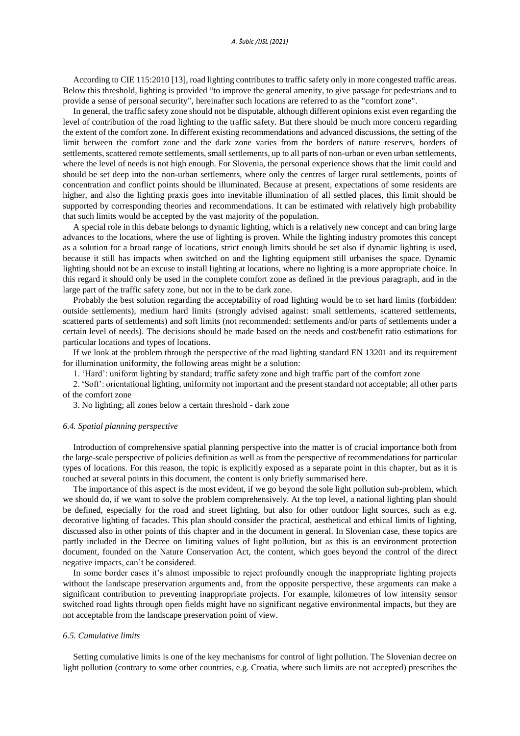According to CIE 115:2010 [13], road lighting contributes to traffic safety only in more congested traffic areas. Below this threshold, lighting is provided "to improve the general amenity, to give passage for pedestrians and to provide a sense of personal security", hereinafter such locations are referred to as the "comfort zone".

In general, the traffic safety zone should not be disputable, although different opinions exist even regarding the level of contribution of the road lighting to the traffic safety. But there should be much more concern regarding the extent of the comfort zone. In different existing recommendations and advanced discussions, the setting of the limit between the comfort zone and the dark zone varies from the borders of nature reserves, borders of settlements, scattered remote settlements, small settlements, up to all parts of non-urban or even urban settlements, where the level of needs is not high enough. For Slovenia, the personal experience shows that the limit could and should be set deep into the non-urban settlements, where only the centres of larger rural settlements, points of concentration and conflict points should be illuminated. Because at present, expectations of some residents are higher, and also the lighting praxis goes into inevitable illumination of all settled places, this limit should be supported by corresponding theories and recommendations. It can be estimated with relatively high probability that such limits would be accepted by the vast majority of the population.

A special role in this debate belongs to dynamic lighting, which is a relatively new concept and can bring large advances to the locations, where the use of lighting is proven. While the lighting industry promotes this concept as a solution for a broad range of locations, strict enough limits should be set also if dynamic lighting is used, because it still has impacts when switched on and the lighting equipment still urbanises the space. Dynamic lighting should not be an excuse to install lighting at locations, where no lighting is a more appropriate choice. In this regard it should only be used in the complete comfort zone as defined in the previous paragraph, and in the large part of the traffic safety zone, but not in the to be dark zone.

Probably the best solution regarding the acceptability of road lighting would be to set hard limits (forbidden: outside settlements), medium hard limits (strongly advised against: small settlements, scattered settlements, scattered parts of settlements) and soft limits (not recommended: settlements and/or parts of settlements under a certain level of needs). The decisions should be made based on the needs and cost/benefit ratio estimations for particular locations and types of locations.

If we look at the problem through the perspective of the road lighting standard EN 13201 and its requirement for illumination uniformity, the following areas might be a solution:

1. 'Hard': uniform lighting by standard; traffic safety zone and high traffic part of the comfort zone
2. 'Soft': orientational lighting, uniformity not important and the present standard not acceptable; all other parts of the comfort zone
3. No lighting; all zones below a certain threshold - dark zone

### *6.4. Spatial planning perspective*

Introduction of comprehensive spatial planning perspective into the matter is of crucial importance both from the large-scale perspective of policies definition as well as from the perspective of recommendations for particular types of locations. For this reason, the topic is explicitly exposed as a separate point in this chapter, but as it is touched at several points in this document, the content is only briefly summarised here.

The importance of this aspect is the most evident, if we go beyond the sole light pollution sub-problem, which we should do, if we want to solve the problem comprehensively. At the top level, a national lighting plan should be defined, especially for the road and street lighting, but also for other outdoor light sources, such as e.g. decorative lighting of facades. This plan should consider the practical, aesthetical and ethical limits of lighting, discussed also in other points of this chapter and in the document in general. In Slovenian case, these topics are partly included in the Decree on limiting values of light pollution, but as this is an environment protection document, founded on the Nature Conservation Act, the content, which goes beyond the control of the direct negative impacts, can't be considered.

In some border cases it's almost impossible to reject profoundly enough the inappropriate lighting projects without the landscape preservation arguments and, from the opposite perspective, these arguments can make a significant contribution to preventing inappropriate projects. For example, kilometres of low intensity sensor switched road lights through open fields might have no significant negative environmental impacts, but they are not acceptable from the landscape preservation point of view.

### *6.5. Cumulative limits*

Setting cumulative limits is one of the key mechanisms for control of light pollution. The Slovenian decree on light pollution (contrary to some other countries, e.g. Croatia, where such limits are not accepted) prescribes the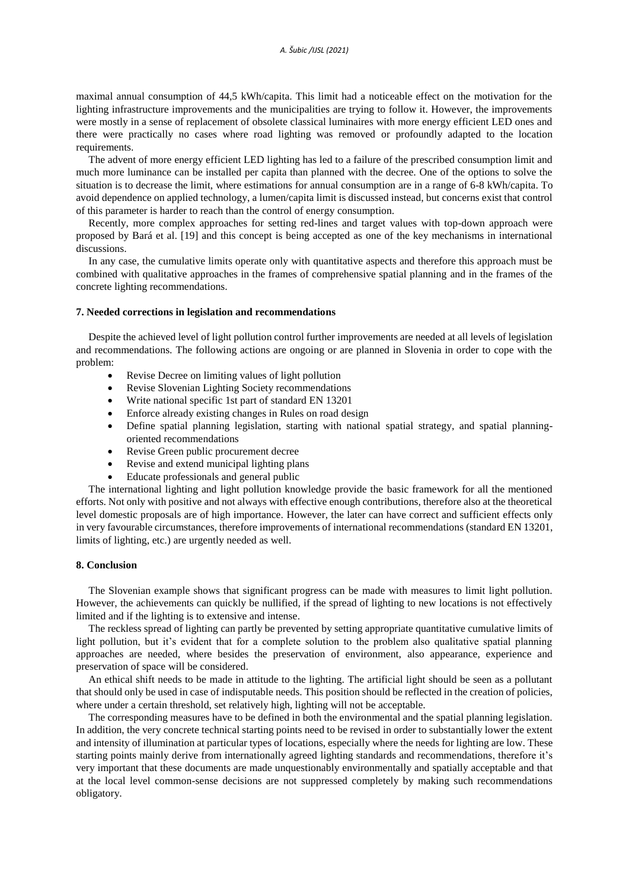maximal annual consumption of 44,5 kWh/capita. This limit had a noticeable effect on the motivation for the lighting infrastructure improvements and the municipalities are trying to follow it. However, the improvements were mostly in a sense of replacement of obsolete classical luminaires with more energy efficient LED ones and there were practically no cases where road lighting was removed or profoundly adapted to the location requirements.

The advent of more energy efficient LED lighting has led to a failure of the prescribed consumption limit and much more luminance can be installed per capita than planned with the decree. One of the options to solve the situation is to decrease the limit, where estimations for annual consumption are in a range of 6-8 kWh/capita. To avoid dependence on applied technology, a lumen/capita limit is discussed instead, but concerns exist that control of this parameter is harder to reach than the control of energy consumption.

Recently, more complex approaches for setting red-lines and target values with top-down approach were proposed by Bará et al. [19] and this concept is being accepted as one of the key mechanisms in international discussions.

In any case, the cumulative limits operate only with quantitative aspects and therefore this approach must be combined with qualitative approaches in the frames of comprehensive spatial planning and in the frames of the concrete lighting recommendations.

### 7. Needed corrections in legislation and recommendations

Despite the achieved level of light pollution control further improvements are needed at all levels of legislation and recommendations. The following actions are ongoing or are planned in Slovenia in order to cope with the problem:

- Revise Decree on limiting values of light pollution
- Revise Slovenian Lighting Society recommendations
- Write national specific 1st part of standard EN 13201
- Enforce already existing changes in Rules on road design
- Define spatial planning legislation, starting with national spatial strategy, and spatial planning-oriented recommendations
- Revise Green public procurement decree
- Revise and extend municipal lighting plans
- Educate professionals and general public

The international lighting and light pollution knowledge provide the basic framework for all the mentioned efforts. Not only with positive and not always with effective enough contributions, therefore also at the theoretical level domestic proposals are of high importance. However, the later can have correct and sufficient effects only in very favourable circumstances, therefore improvements of international recommendations (standard EN 13201, limits of lighting, etc.) are urgently needed as well.

### 8. Conclusion

The Slovenian example shows that significant progress can be made with measures to limit light pollution. However, the achievements can quickly be nullified, if the spread of lighting to new locations is not effectively limited and if the lighting is to extensive and intense.

The reckless spread of lighting can partly be prevented by setting appropriate quantitative cumulative limits of light pollution, but it's evident that for a complete solution to the problem also qualitative spatial planning approaches are needed, where besides the preservation of environment, also appearance, experience and preservation of space will be considered.

An ethical shift needs to be made in attitude to the lighting. The artificial light should be seen as a pollutant that should only be used in case of indisputable needs. This position should be reflected in the creation of policies, where under a certain threshold, set relatively high, lighting will not be acceptable.

The corresponding measures have to be defined in both the environmental and the spatial planning legislation. In addition, the very concrete technical starting points need to be revised in order to substantially lower the extent and intensity of illumination at particular types of locations, especially where the needs for lighting are low. These starting points mainly derive from internationally agreed lighting standards and recommendations, therefore it's very important that these documents are made unquestionably environmentally and spatially acceptable and that at the local level common-sense decisions are not suppressed completely by making such recommendations obligatory.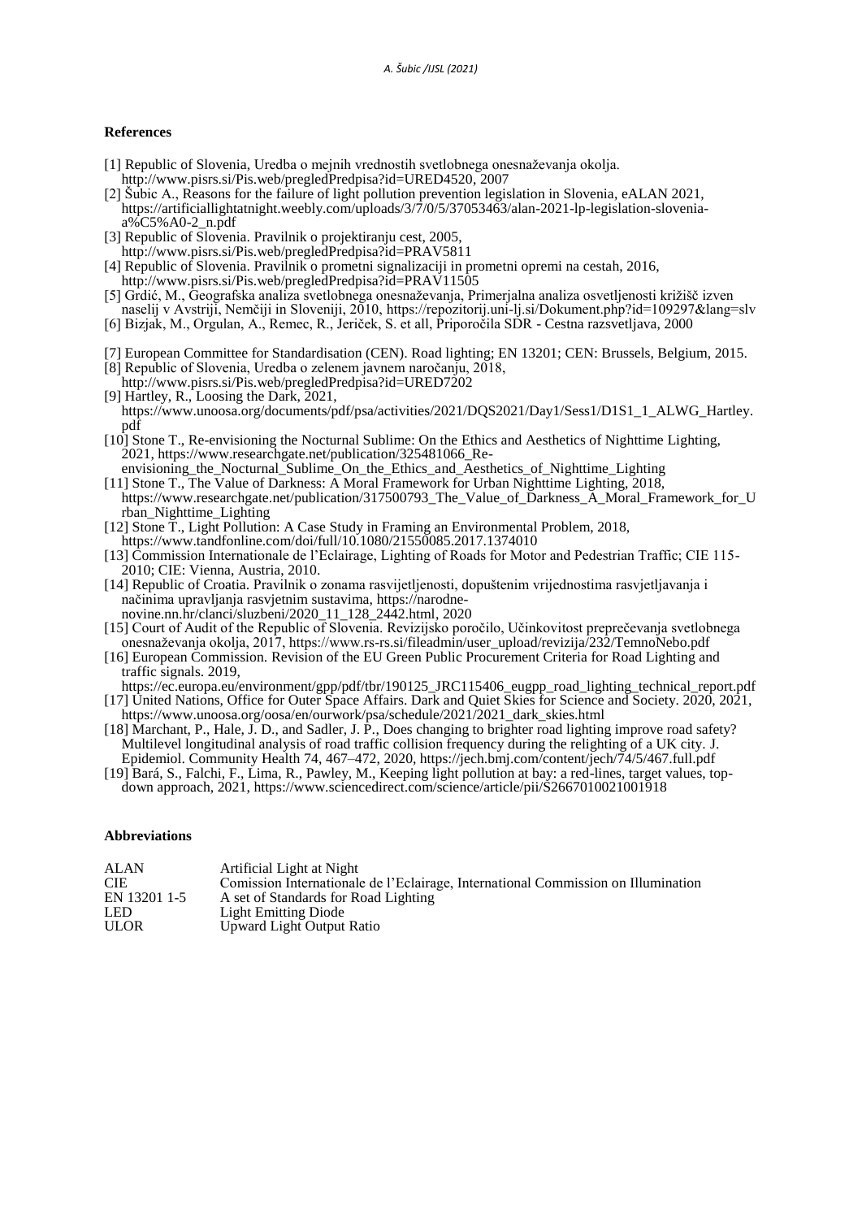## References

[1] Republic of Slovenia, Uredba o mejnih vrednostih svetlobnega onesnaževanja okolja. http://www.pisrs.si/Pis.web/pregledPredpisa?id=URED4520, 2007

[2] Šubic A., Reasons for the failure of light pollution prevention legislation in Slovenia, eALAN 2021, https://artificiallightatnight.weebly.com/uploads/3/7/0/5/37053463/alan-2021-lp-legislation-slovenia-a%C5%A0-2_n.pdf

[3] Republic of Slovenia. Pravilnik o projektiranju cest, 2005, http://www.pisrs.si/Pis.web/pregledPredpisa?id=PRAV5811

[4] Republic of Slovenia. Pravilnik o prometni signalizaciji in prometni opremi na cestah, 2016, http://www.pisrs.si/Pis.web/pregledPredpisa?id=PRAV11505

[5] Grdić, M., Geografska analiza svetlobnega onesnaževanja, Primerjalna analiza osvetljenosti križišč izven naselij v Avstriji, Nemčiji in Sloveniji, 2010, https://repozitorij.uni-lj.si/Dokument.php?id=109297&lang=slv

[6] Bizjak, M., Orgulan, A., Remec, R., Jeriček, S. et all, Priporočila SDR - Cestna razsvetljava, 2000

[7] European Committee for Standardisation (CEN). Road lighting; EN 13201; CEN: Brussels, Belgium, 2015.

[8] Republic of Slovenia, Uredba o zelenem javnem naročanju, 2018, http://www.pisrs.si/Pis.web/pregledPredpisa?id=URED7202

[9] Hartley, R., Loosing the Dark, 2021, https://www.unoosa.org/documents/pdf/psa/activities/2021/DQS2021/Day1/Sess1/D1S1_1_ALWG_Hartley.pdf

[10] Stone T., Re-envisioning the Nocturnal Sublime: On the Ethics and Aesthetics of Nighttime Lighting, 2021, https://www.researchgate.net/publication/325481066_Re-envisioning_the_Nocturnal_Sublime_On_the_Ethics_and_Aesthetics_of_Nighttime_Lighting

[11] Stone T., The Value of Darkness: A Moral Framework for Urban Nighttime Lighting, 2018, https://www.researchgate.net/publication/317500793_The_Value_of_Darkness_A_Moral_Framework_for_Urban_Nighttime_Lighting

[12] Stone T., Light Pollution: A Case Study in Framing an Environmental Problem, 2018, https://www.tandfonline.com/doi/full/10.1080/21550085.2017.1374010

[13] Commission Internationale de l'Eclairage, Lighting of Roads for Motor and Pedestrian Traffic; CIE 115-2010; CIE: Vienna, Austria, 2010.

[14] Republic of Croatia. Pravilnik o zonama rasvijetljenosti, dopuštenim vrijednostima rasvjetljavanja i načinima upravljanja rasvjetnim sustavima, https://narodne-novine.nn.hr/clanci/sluzbeni/2020_11_128_2442.html, 2020

[15] Court of Audit of the Republic of Slovenia. Revizijsko poročilo, Učinkovitost preprečevanja svetlobnega onesnaževanja okolja, 2017, https://www.rs-rs.si/fileadmin/user_upload/revizija/232/TemnoNebo.pdf

[16] European Commission. Revision of the EU Green Public Procurement Criteria for Road Lighting and traffic signals. 2019, https://ec.europa.eu/environment/gpp/pdf/tbr/190125_JRC115406_eugpp_road_lighting_technical_report.pdf

[17] United Nations, Office for Outer Space Affairs. Dark and Quiet Skies for Science and Society. 2020, 2021, https://www.unoosa.org/oosa/en/ourwork/psa/schedule/2021/2021_dark_skies.html

[18] Marchant, P., Hale, J. D., and Sadler, J. P., Does changing to brighter road lighting improve road safety? Multilevel longitudinal analysis of road traffic collision frequency during the relighting of a UK city. J. Epidemiol. Community Health 74, 467–472, 2020, https://jech.bmj.com/content/jech/74/5/467.full.pdf

[19] Bará, S., Falchi, F., Lima, R., Pawley, M., Keeping light pollution at bay: a red-lines, target values, top-down approach, 2021, https://www.sciencedirect.com/science/article/pii/S2667010021001918

## Abbreviations

| | |
|---|---|
| ALAN | Artificial Light at Night |
| CIE | Comission Internationale de l'Eclairage, International Commission on Illumination |
| EN 13201 1-5 | A set of Standards for Road Lighting |
| LED | Light Emitting Diode |
| ULOR | Upward Light Output Ratio |